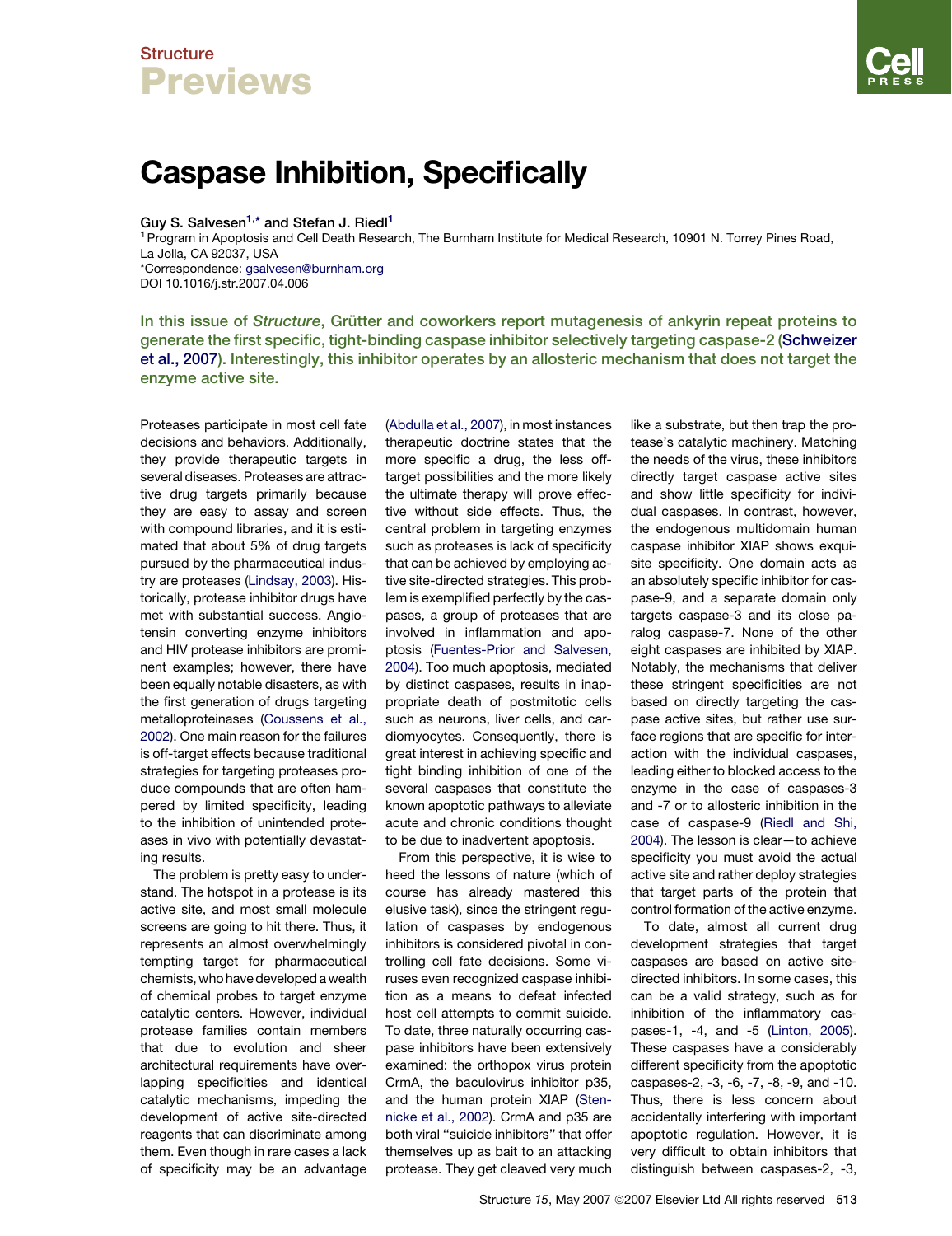# Caspase Inhibition, Specifically

Guy S. Salvesen[1,*] and Stefan J. Riedl[1]

[1] Program in Apoptosis and Cell Death Research, The Burnham Institute for Medical Research, 10901 N. Torrey Pines Road, La Jolla, CA 92037, USA

*Correspondence: gsalvesen@burnham.org

DOI 10.1016/j.str.2007.04.006

**In this issue of *Structure*, Grütter and coworkers report mutagenesis of ankyrin repeat proteins to generate the first specific, tight-binding caspase inhibitor selectively targeting caspase-2 (Schweizer et al., 2007). Interestingly, this inhibitor operates by an allosteric mechanism that does not target the enzyme active site.**

Proteases participate in most cell fate decisions and behaviors. Additionally, they provide therapeutic targets in several diseases. Proteases are attractive drug targets primarily because they are easy to assay and screen with compound libraries, and it is estimated that about 5% of drug targets pursued by the pharmaceutical industry are proteases (Lindsay, 2003). Historically, protease inhibitor drugs have met with substantial success. Angiotensin converting enzyme inhibitors and HIV protease inhibitors are prominent examples; however, there have been equally notable disasters, as with the first generation of drugs targeting metalloproteinases (Coussens et al., 2002). One main reason for the failures is off-target effects because traditional strategies for targeting proteases produce compounds that are often hampered by limited specificity, leading to the inhibition of unintended proteases in vivo with potentially devastating results.

The problem is pretty easy to understand. The hotspot in a protease is its active site, and most small molecule screens are going to hit there. Thus, it represents an almost overwhelmingly tempting target for pharmaceutical chemists, who have developed a wealth of chemical probes to target enzyme catalytic centers. However, individual protease families contain members that due to evolution and sheer architectural requirements have overlapping specificities and identical catalytic mechanisms, impeding the development of active site-directed reagents that can discriminate among them. Even though in rare cases a lack of specificity may be an advantage (Abdulla et al., 2007), in most instances therapeutic doctrine states that the more specific a drug, the less off-target possibilities and the more likely the ultimate therapy will prove effective without side effects. Thus, the central problem in targeting enzymes such as proteases is lack of specificity that can be achieved by employing active site-directed strategies. This problem is exemplified perfectly by the caspases, a group of proteases that are involved in inflammation and apoptosis (Fuentes-Prior and Salvesen, 2004). Too much apoptosis, mediated by distinct caspases, results in inappropriate death of postmitotic cells such as neurons, liver cells, and cardiomyocytes. Consequently, there is great interest in achieving specific and tight binding inhibition of one of the several caspases that constitute the known apoptotic pathways to alleviate acute and chronic conditions thought to be due to inadvertent apoptosis.

From this perspective, it is wise to heed the lessons of nature (which of course has already mastered this elusive task), since the stringent regulation of caspases by endogenous inhibitors is considered pivotal in controlling cell fate decisions. Some viruses even recognized caspase inhibition as a means to defeat infected host cell attempts to commit suicide. To date, three naturally occurring caspase inhibitors have been extensively examined: the orthopox virus protein CrmA, the baculovirus inhibitor p35, and the human protein XIAP (Stennicke et al., 2002). CrmA and p35 are both viral "suicide inhibitors" that offer themselves up as bait to an attacking protease. They get cleaved very much like a substrate, but then trap the protease's catalytic machinery. Matching the needs of the virus, these inhibitors directly target caspase active sites and show little specificity for individual caspases. In contrast, however, the endogenous multidomain human caspase inhibitor XIAP shows exquisite specificity. One domain acts as an absolutely specific inhibitor for caspase-9, and a separate domain only targets caspase-3 and its close paralog caspase-7. None of the other eight caspases are inhibited by XIAP. Notably, the mechanisms that deliver these stringent specificities are not based on directly targeting the caspase active sites, but rather use surface regions that are specific for interaction with the individual caspases, leading either to blocked access to the enzyme in the case of caspases-3 and -7 or to allosteric inhibition in the case of caspase-9 (Riedl and Shi, 2004). The lesson is clear—to achieve specificity you must avoid the actual active site and rather deploy strategies that target parts of the protein that control formation of the active enzyme.

To date, almost all current drug development strategies that target caspases are based on active site-directed inhibitors. In some cases, this can be a valid strategy, such as for inhibition of the inflammatory caspases-1, -4, and -5 (Linton, 2005). These caspases have a considerably different specificity from the apoptotic caspases-2, -3, -6, -7, -8, -9, and -10. Thus, there is less concern about accidentally interfering with important apoptotic regulation. However, it is very difficult to obtain inhibitors that distinguish between caspases-2, -3,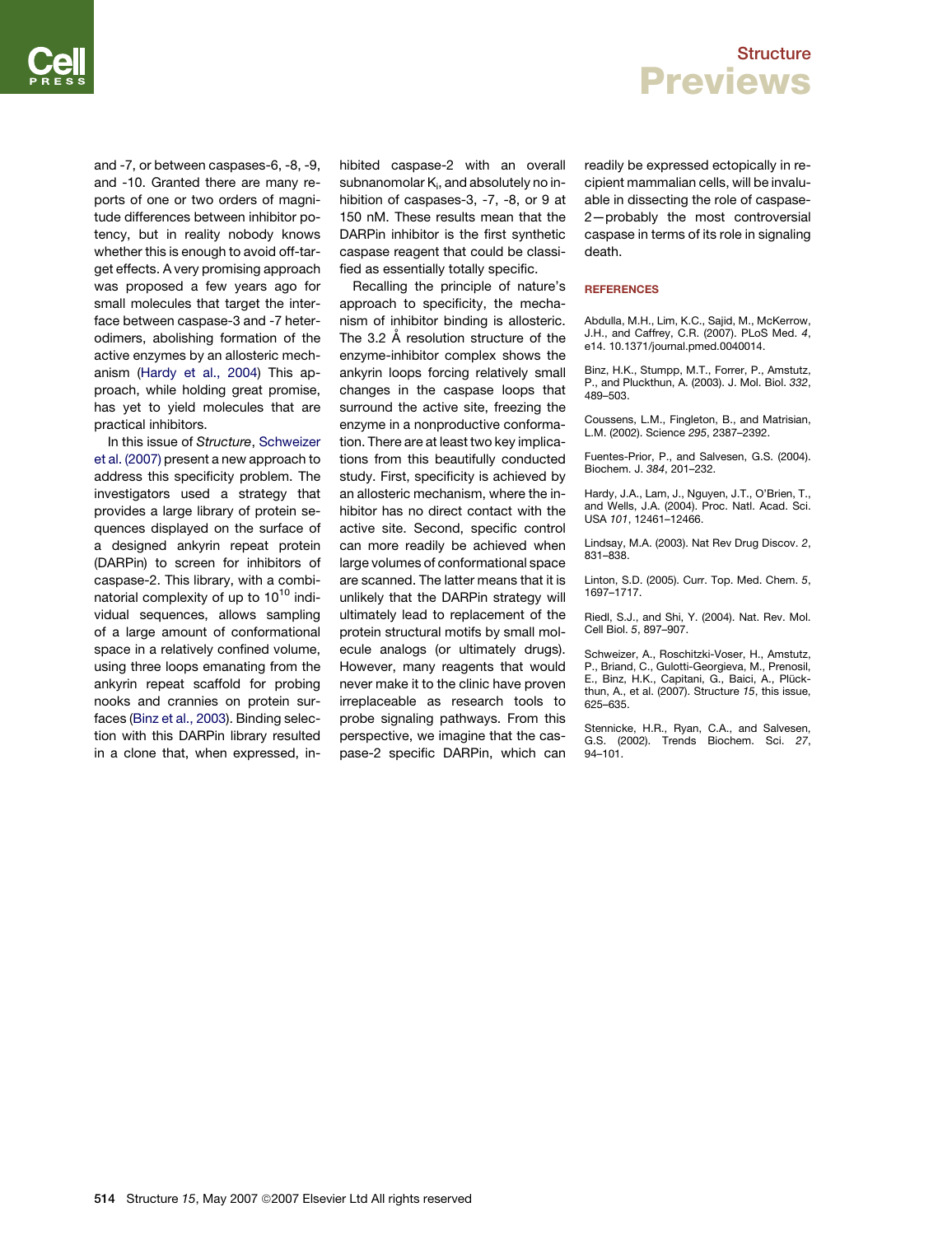and -7, or between caspases-6, -8, -9, and -10. Granted there are many reports of one or two orders of magnitude differences between inhibitor potency, but in reality nobody knows whether this is enough to avoid off-target effects. A very promising approach was proposed a few years ago for small molecules that target the interface between caspase-3 and -7 heterodimers, abolishing formation of the active enzymes by an allosteric mechanism (Hardy et al., 2004) This approach, while holding great promise, has yet to yield molecules that are practical inhibitors.

In this issue of *Structure*, Schweizer et al. (2007) present a new approach to address this specificity problem. The investigators used a strategy that provides a large library of protein sequences displayed on the surface of a designed ankyrin repeat protein (DARPin) to screen for inhibitors of caspase-2. This library, with a combinatorial complexity of up to $10^{10}$ individual sequences, allows sampling of a large amount of conformational space in a relatively confined volume, using three loops emanating from the ankyrin repeat scaffold for probing nooks and crannies on protein surfaces (Binz et al., 2003). Binding selection with this DARPin library resulted in a clone that, when expressed, inhibited caspase-2 with an overall subnanomolar $K_i$, and absolutely no inhibition of caspases-3, -7, -8, or 9 at 150 nM. These results mean that the DARPin inhibitor is the first synthetic caspase reagent that could be classified as essentially totally specific.

Recalling the principle of nature's approach to specificity, the mechanism of inhibitor binding is allosteric. The 3.2 Å resolution structure of the enzyme-inhibitor complex shows the ankyrin loops forcing relatively small changes in the caspase loops that surround the active site, freezing the enzyme in a nonproductive conformation. There are at least two key implications from this beautifully conducted study. First, specificity is achieved by an allosteric mechanism, where the inhibitor has no direct contact with the active site. Second, specific control can more readily be achieved when large volumes of conformational space are scanned. The latter means that it is unlikely that the DARPin strategy will ultimately lead to replacement of the protein structural motifs by small molecule analogs (or ultimately drugs). However, many reagents that would never make it to the clinic have proven irreplaceable as research tools to probe signaling pathways. From this perspective, we imagine that the caspase-2 specific DARPin, which can readily be expressed ectopically in recipient mammalian cells, will be invaluable in dissecting the role of caspase-2—probably the most controversial caspase in terms of its role in signaling death.

## REFERENCES

Abdulla, M.H., Lim, K.C., Sajid, M., McKerrow, J.H., and Caffrey, C.R. (2007). PLoS Med. *4*, e14. 10.1371/journal.pmed.0040014.

Binz, H.K., Stumpp, M.T., Forrer, P., Amstutz, P., and Pluckthun, A. (2003). J. Mol. Biol. *332*, 489–503.

Coussens, L.M., Fingleton, B., and Matrisian, L.M. (2002). Science *295*, 2387–2392.

Fuentes-Prior, P., and Salvesen, G.S. (2004). Biochem. J. *384*, 201–232.

Hardy, J.A., Lam, J., Nguyen, J.T., O'Brien, T., and Wells, J.A. (2004). Proc. Natl. Acad. Sci. USA *101*, 12461–12466.

Lindsay, M.A. (2003). Nat Rev Drug Discov. *2*, 831–838.

Linton, S.D. (2005). Curr. Top. Med. Chem. *5*, 1697–1717.

Riedl, S.J., and Shi, Y. (2004). Nat. Rev. Mol. Cell Biol. *5*, 897–907.

Schweizer, A., Roschitzki-Voser, H., Amstutz, P., Briand, C., Gulotti-Georgieva, M., Prenosil, E., Binz, H.K., Capitani, G., Baici, A., Plückthun, A., et al. (2007). Structure *15*, this issue, 625–635.

Stennicke, H.R., Ryan, C.A., and Salvesen, G.S. (2002). Trends Biochem. Sci. *27*, 94–101.